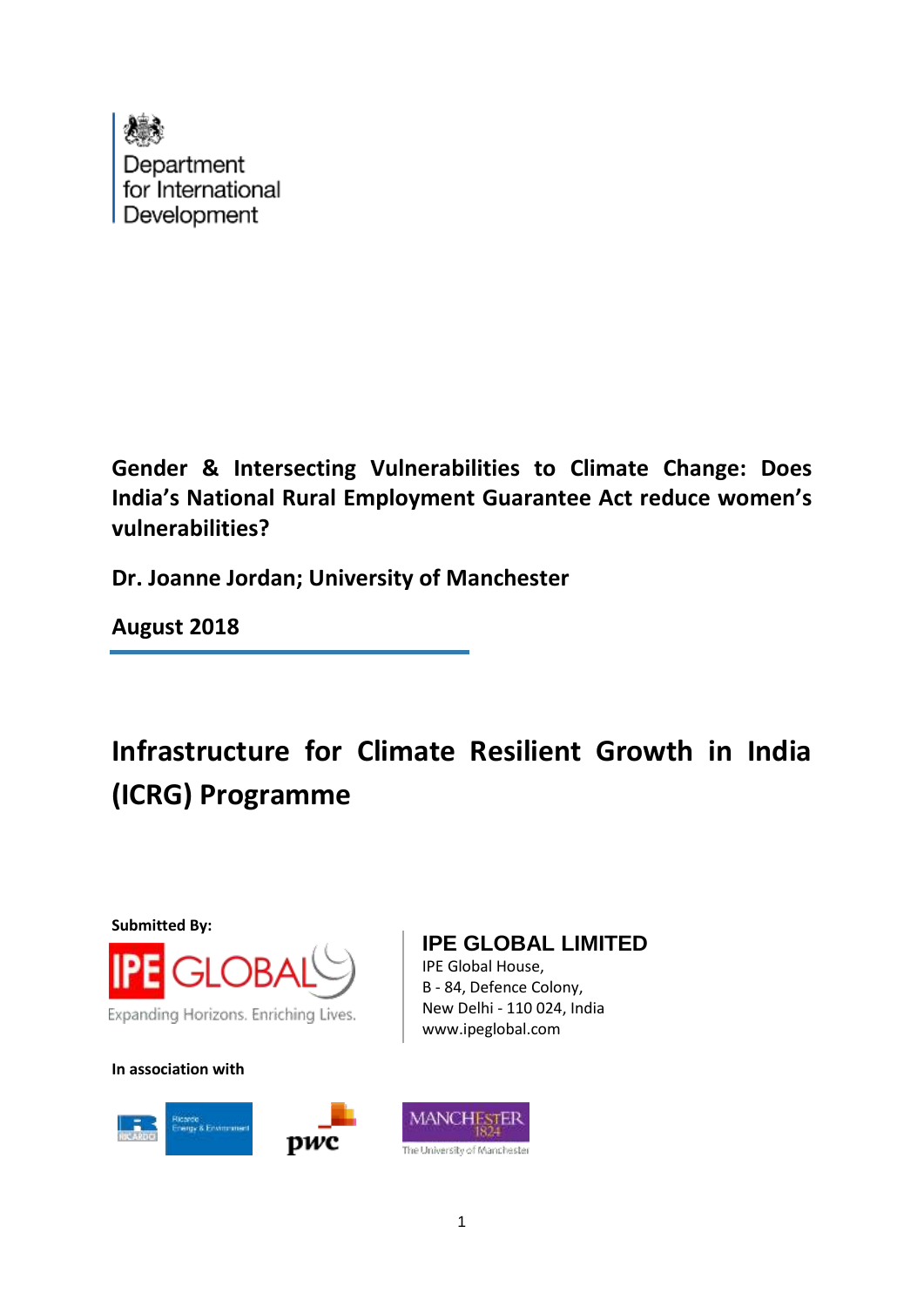Department for International Development

**Gender & Intersecting Vulnerabilities to Climate Change: Does India's National Rural Employment Guarantee Act reduce women's vulnerabilities?**

**Dr. Joanne Jordan; University of Manchester**

**August 2018**

# Infrastructure for Climate Resilient Growth in India (ICRG) Programme

**Submitted By:**

IPE GLOBAL

Expanding Horizons. Enriching Lives.

**IPE GLOBAL LIMITED**
IPE Global House,
B - 84, Defence Colony,
New Delhi - 110 024, India
www.ipeglobal.com

**In association with**

Ricardo Energy & Environment

pwc

MANCHESTER 1824 The University of Manchester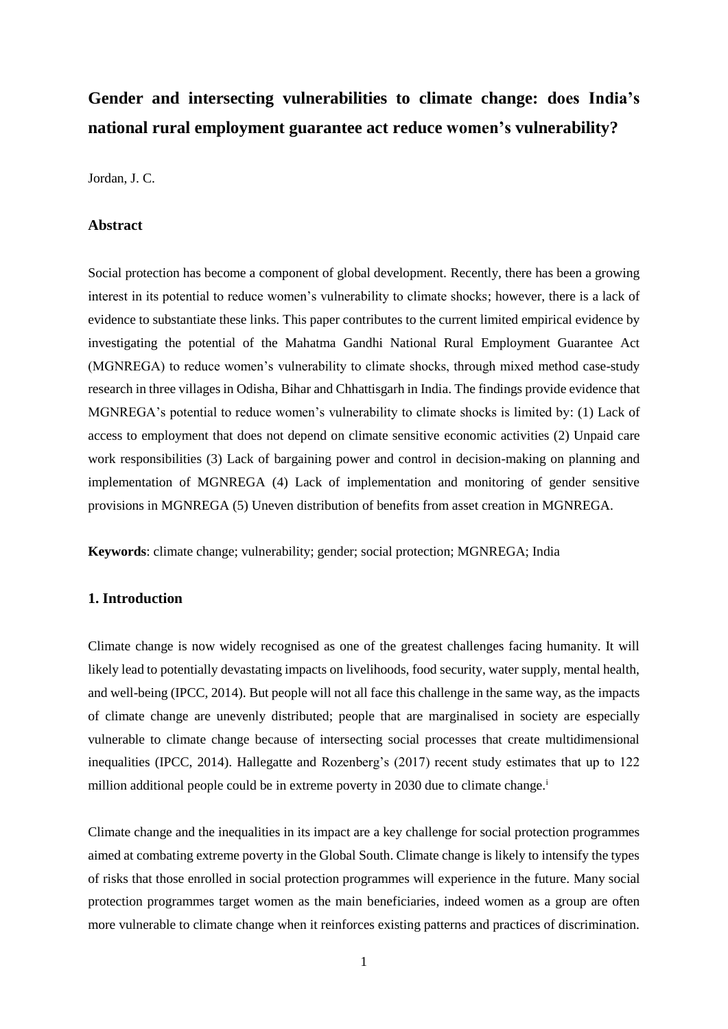# Gender and intersecting vulnerabilities to climate change: does India's national rural employment guarantee act reduce women's vulnerability?

Jordan, J. C.

## Abstract

Social protection has become a component of global development. Recently, there has been a growing interest in its potential to reduce women's vulnerability to climate shocks; however, there is a lack of evidence to substantiate these links. This paper contributes to the current limited empirical evidence by investigating the potential of the Mahatma Gandhi National Rural Employment Guarantee Act (MGNREGA) to reduce women's vulnerability to climate shocks, through mixed method case-study research in three villages in Odisha, Bihar and Chhattisgarh in India. The findings provide evidence that MGNREGA's potential to reduce women's vulnerability to climate shocks is limited by: (1) Lack of access to employment that does not depend on climate sensitive economic activities (2) Unpaid care work responsibilities (3) Lack of bargaining power and control in decision-making on planning and implementation of MGNREGA (4) Lack of implementation and monitoring of gender sensitive provisions in MGNREGA (5) Uneven distribution of benefits from asset creation in MGNREGA.

**Keywords**: climate change; vulnerability; gender; social protection; MGNREGA; India

## 1. Introduction

Climate change is now widely recognised as one of the greatest challenges facing humanity. It will likely lead to potentially devastating impacts on livelihoods, food security, water supply, mental health, and well-being (IPCC, 2014). But people will not all face this challenge in the same way, as the impacts of climate change are unevenly distributed; people that are marginalised in society are especially vulnerable to climate change because of intersecting social processes that create multidimensional inequalities (IPCC, 2014). Hallegatte and Rozenberg's (2017) recent study estimates that up to 122 million additional people could be in extreme poverty in 2030 due to climate change.[i]

Climate change and the inequalities in its impact are a key challenge for social protection programmes aimed at combating extreme poverty in the Global South. Climate change is likely to intensify the types of risks that those enrolled in social protection programmes will experience in the future. Many social protection programmes target women as the main beneficiaries, indeed women as a group are often more vulnerable to climate change when it reinforces existing patterns and practices of discrimination.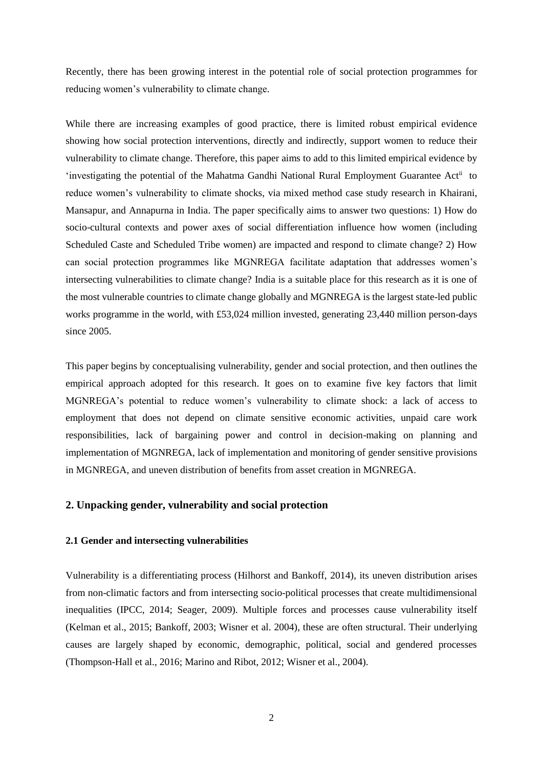Recently, there has been growing interest in the potential role of social protection programmes for reducing women's vulnerability to climate change.

While there are increasing examples of good practice, there is limited robust empirical evidence showing how social protection interventions, directly and indirectly, support women to reduce their vulnerability to climate change. Therefore, this paper aims to add to this limited empirical evidence by 'investigating the potential of the Mahatma Gandhi National Rural Employment Guarantee Act[ii] to reduce women's vulnerability to climate shocks, via mixed method case study research in Khairani, Mansapur, and Annapurna in India. The paper specifically aims to answer two questions: 1) How do socio-cultural contexts and power axes of social differentiation influence how women (including Scheduled Caste and Scheduled Tribe women) are impacted and respond to climate change? 2) How can social protection programmes like MGNREGA facilitate adaptation that addresses women's intersecting vulnerabilities to climate change? India is a suitable place for this research as it is one of the most vulnerable countries to climate change globally and MGNREGA is the largest state-led public works programme in the world, with £53,024 million invested, generating 23,440 million person-days since 2005.

This paper begins by conceptualising vulnerability, gender and social protection, and then outlines the empirical approach adopted for this research. It goes on to examine five key factors that limit MGNREGA's potential to reduce women's vulnerability to climate shock: a lack of access to employment that does not depend on climate sensitive economic activities, unpaid care work responsibilities, lack of bargaining power and control in decision-making on planning and implementation of MGNREGA, lack of implementation and monitoring of gender sensitive provisions in MGNREGA, and uneven distribution of benefits from asset creation in MGNREGA.

## 2. Unpacking gender, vulnerability and social protection

### 2.1 Gender and intersecting vulnerabilities

Vulnerability is a differentiating process (Hilhorst and Bankoff, 2014), its uneven distribution arises from non-climatic factors and from intersecting socio-political processes that create multidimensional inequalities (IPCC, 2014; Seager, 2009). Multiple forces and processes cause vulnerability itself (Kelman et al., 2015; Bankoff, 2003; Wisner et al. 2004), these are often structural. Their underlying causes are largely shaped by economic, demographic, political, social and gendered processes (Thompson-Hall et al., 2016; Marino and Ribot, 2012; Wisner et al., 2004).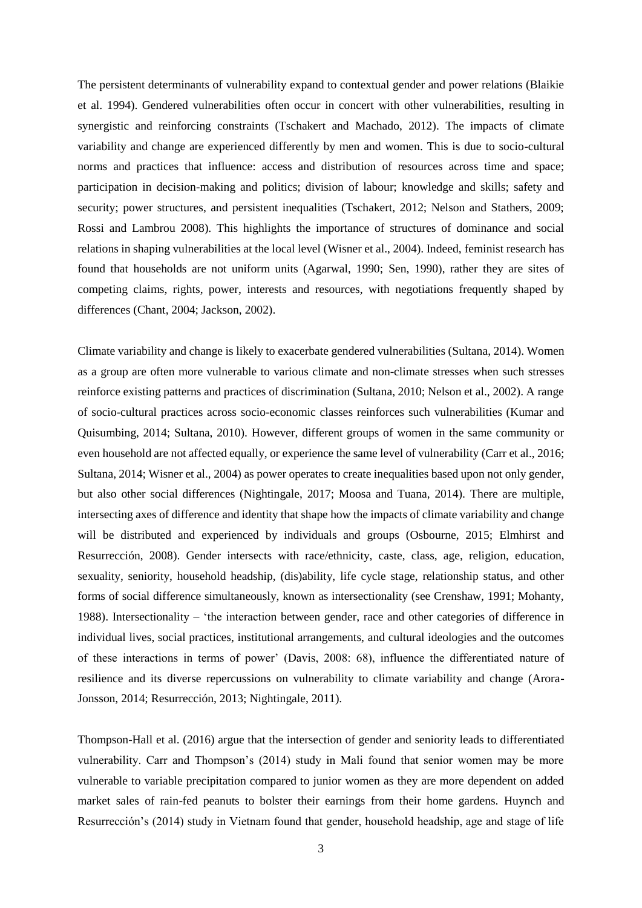The persistent determinants of vulnerability expand to contextual gender and power relations (Blaikie et al. 1994). Gendered vulnerabilities often occur in concert with other vulnerabilities, resulting in synergistic and reinforcing constraints (Tschakert and Machado, 2012). The impacts of climate variability and change are experienced differently by men and women. This is due to socio-cultural norms and practices that influence: access and distribution of resources across time and space; participation in decision-making and politics; division of labour; knowledge and skills; safety and security; power structures, and persistent inequalities (Tschakert, 2012; Nelson and Stathers, 2009; Rossi and Lambrou 2008). This highlights the importance of structures of dominance and social relations in shaping vulnerabilities at the local level (Wisner et al., 2004). Indeed, feminist research has found that households are not uniform units (Agarwal, 1990; Sen, 1990), rather they are sites of competing claims, rights, power, interests and resources, with negotiations frequently shaped by differences (Chant, 2004; Jackson, 2002).

Climate variability and change is likely to exacerbate gendered vulnerabilities (Sultana, 2014). Women as a group are often more vulnerable to various climate and non-climate stresses when such stresses reinforce existing patterns and practices of discrimination (Sultana, 2010; Nelson et al., 2002). A range of socio-cultural practices across socio-economic classes reinforces such vulnerabilities (Kumar and Quisumbing, 2014; Sultana, 2010). However, different groups of women in the same community or even household are not affected equally, or experience the same level of vulnerability (Carr et al., 2016; Sultana, 2014; Wisner et al., 2004) as power operates to create inequalities based upon not only gender, but also other social differences (Nightingale, 2017; Moosa and Tuana, 2014). There are multiple, intersecting axes of difference and identity that shape how the impacts of climate variability and change will be distributed and experienced by individuals and groups (Osbourne, 2015; Elmhirst and Resurrección, 2008). Gender intersects with race/ethnicity, caste, class, age, religion, education, sexuality, seniority, household headship, (dis)ability, life cycle stage, relationship status, and other forms of social difference simultaneously, known as intersectionality (see Crenshaw, 1991; Mohanty, 1988). Intersectionality – 'the interaction between gender, race and other categories of difference in individual lives, social practices, institutional arrangements, and cultural ideologies and the outcomes of these interactions in terms of power' (Davis, 2008: 68), influence the differentiated nature of resilience and its diverse repercussions on vulnerability to climate variability and change (Arora-Jonsson, 2014; Resurrección, 2013; Nightingale, 2011).

Thompson-Hall et al. (2016) argue that the intersection of gender and seniority leads to differentiated vulnerability. Carr and Thompson's (2014) study in Mali found that senior women may be more vulnerable to variable precipitation compared to junior women as they are more dependent on added market sales of rain-fed peanuts to bolster their earnings from their home gardens. Huynch and Resurrección's (2014) study in Vietnam found that gender, household headship, age and stage of life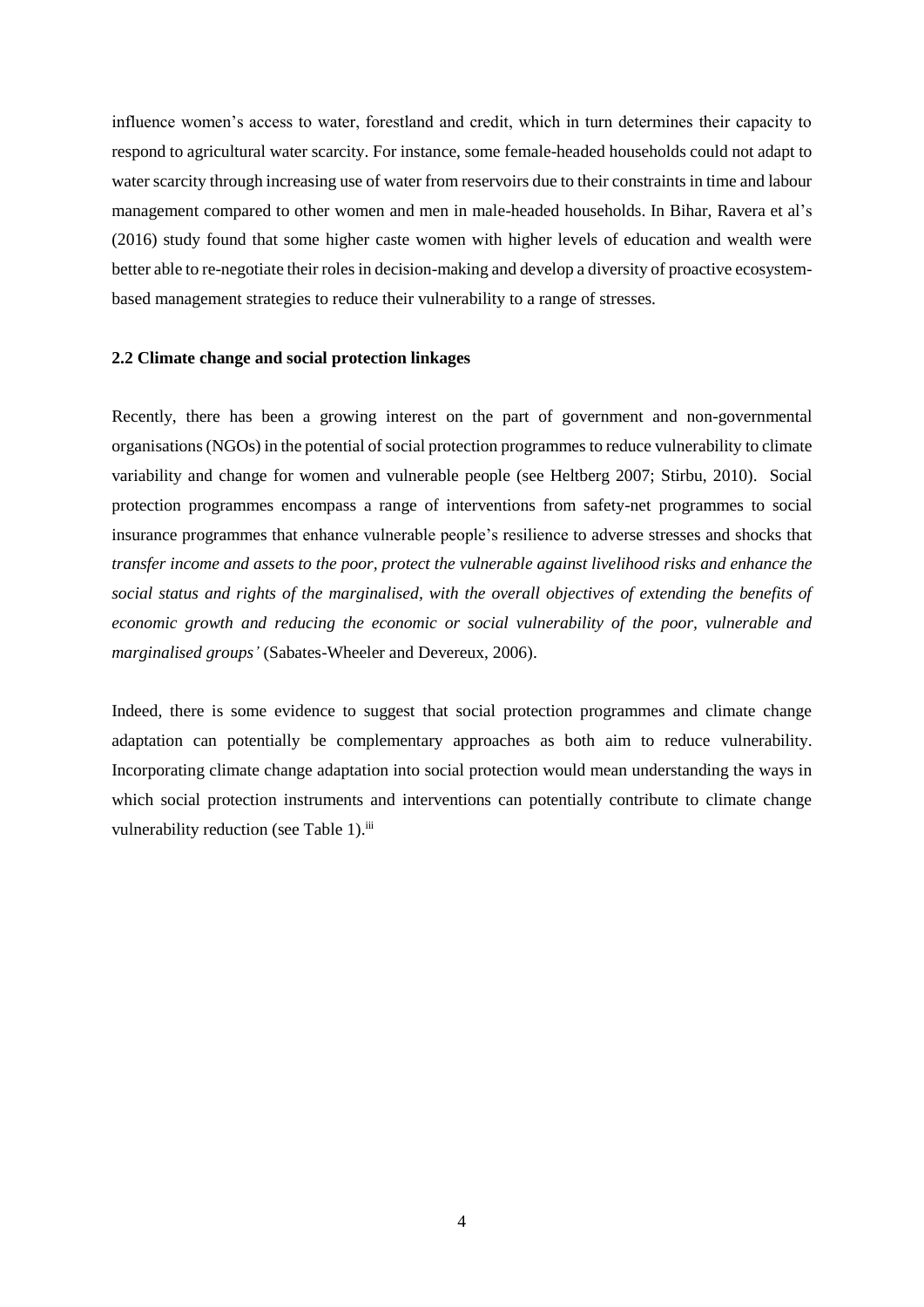influence women's access to water, forestland and credit, which in turn determines their capacity to respond to agricultural water scarcity. For instance, some female-headed households could not adapt to water scarcity through increasing use of water from reservoirs due to their constraints in time and labour management compared to other women and men in male-headed households. In Bihar, Ravera et al's (2016) study found that some higher caste women with higher levels of education and wealth were better able to re-negotiate their roles in decision-making and develop a diversity of proactive ecosystem-based management strategies to reduce their vulnerability to a range of stresses.

**2.2 Climate change and social protection linkages**

Recently, there has been a growing interest on the part of government and non-governmental organisations (NGOs) in the potential of social protection programmes to reduce vulnerability to climate variability and change for women and vulnerable people (see Heltberg 2007; Stirbu, 2010). Social protection programmes encompass a range of interventions from safety-net programmes to social insurance programmes that enhance vulnerable people's resilience to adverse stresses and shocks that *transfer income and assets to the poor, protect the vulnerable against livelihood risks and enhance the social status and rights of the marginalised, with the overall objectives of extending the benefits of economic growth and reducing the economic or social vulnerability of the poor, vulnerable and marginalised groups'* (Sabates-Wheeler and Devereux, 2006).

Indeed, there is some evidence to suggest that social protection programmes and climate change adaptation can potentially be complementary approaches as both aim to reduce vulnerability. Incorporating climate change adaptation into social protection would mean understanding the ways in which social protection instruments and interventions can potentially contribute to climate change vulnerability reduction (see Table 1).[iii]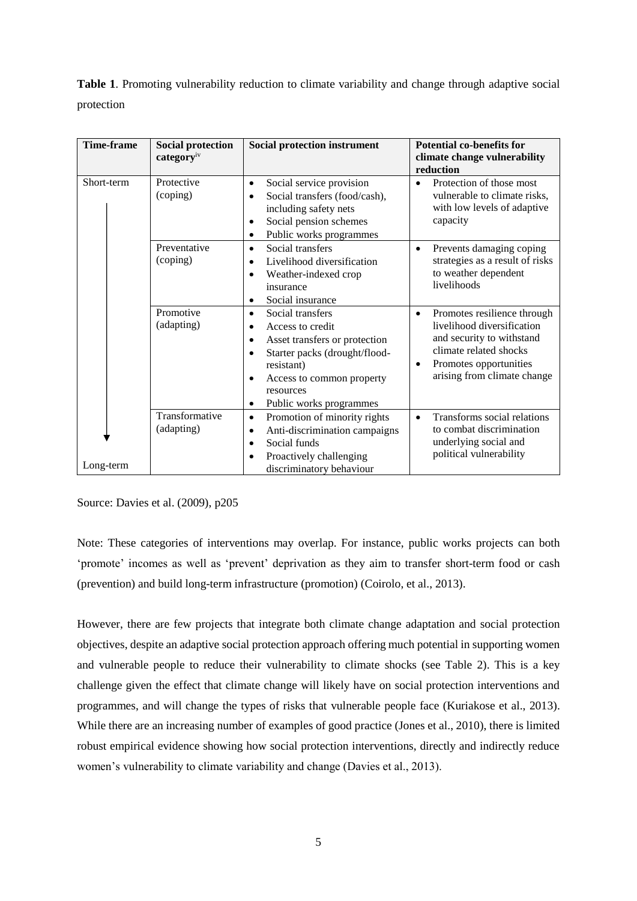**Table 1**. Promoting vulnerability reduction to climate variability and change through adaptive social protection

| Time-frame | Social protection category[iv] | Social protection instrument | Potential co-benefits for climate change vulnerability reduction |
|---|---|---|---|
| Short-term | Protective (coping) | • Social service provision<br>• Social transfers (food/cash), including safety nets<br>• Social pension schemes<br>• Public works programmes | • Protection of those most vulnerable to climate risks, with low levels of adaptive capacity |
| | Preventative (coping) | • Social transfers<br>• Livelihood diversification<br>• Weather-indexed crop insurance<br>• Social insurance | • Prevents damaging coping strategies as a result of risks to weather dependent livelihoods |
| | Promotive (adapting) | • Social transfers<br>• Access to credit<br>• Asset transfers or protection<br>• Starter packs (drought/flood-resistant)<br>• Access to common property resources<br>• Public works programmes | • Promotes resilience through livelihood diversification and security to withstand climate related shocks<br>• Promotes opportunities arising from climate change |
| Long-term | Transformative (adapting) | • Promotion of minority rights<br>• Anti-discrimination campaigns<br>• Social funds<br>• Proactively challenging discriminatory behaviour | • Transforms social relations to combat discrimination underlying social and political vulnerability |

Source: Davies et al. (2009), p205

Note: These categories of interventions may overlap. For instance, public works projects can both 'promote' incomes as well as 'prevent' deprivation as they aim to transfer short-term food or cash (prevention) and build long-term infrastructure (promotion) (Coirolo, et al., 2013).

However, there are few projects that integrate both climate change adaptation and social protection objectives, despite an adaptive social protection approach offering much potential in supporting women and vulnerable people to reduce their vulnerability to climate shocks (see Table 2). This is a key challenge given the effect that climate change will likely have on social protection interventions and programmes, and will change the types of risks that vulnerable people face (Kuriakose et al., 2013). While there are an increasing number of examples of good practice (Jones et al., 2010), there is limited robust empirical evidence showing how social protection interventions, directly and indirectly reduce women's vulnerability to climate variability and change (Davies et al., 2013).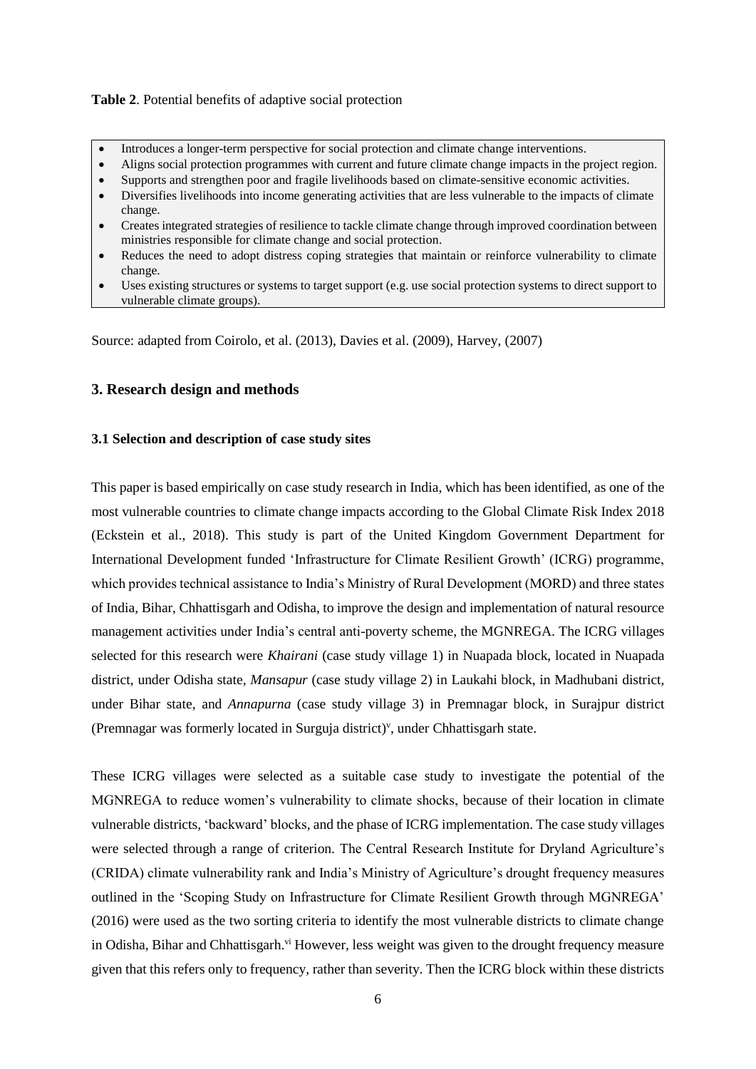**Table 2**. Potential benefits of adaptive social protection

- Introduces a longer-term perspective for social protection and climate change interventions.
- Aligns social protection programmes with current and future climate change impacts in the project region.
- Supports and strengthen poor and fragile livelihoods based on climate-sensitive economic activities.
- Diversifies livelihoods into income generating activities that are less vulnerable to the impacts of climate change.
- Creates integrated strategies of resilience to tackle climate change through improved coordination between ministries responsible for climate change and social protection.
- Reduces the need to adopt distress coping strategies that maintain or reinforce vulnerability to climate change.
- Uses existing structures or systems to target support (e.g. use social protection systems to direct support to vulnerable climate groups).

Source: adapted from Coirolo, et al. (2013), Davies et al. (2009), Harvey, (2007)

## 3. Research design and methods

### 3.1 Selection and description of case study sites

This paper is based empirically on case study research in India, which has been identified, as one of the most vulnerable countries to climate change impacts according to the Global Climate Risk Index 2018 (Eckstein et al., 2018). This study is part of the United Kingdom Government Department for International Development funded 'Infrastructure for Climate Resilient Growth' (ICRG) programme, which provides technical assistance to India's Ministry of Rural Development (MORD) and three states of India, Bihar, Chhattisgarh and Odisha, to improve the design and implementation of natural resource management activities under India's central anti-poverty scheme, the MGNREGA. The ICRG villages selected for this research were *Khairani* (case study village 1) in Nuapada block, located in Nuapada district, under Odisha state, *Mansapur* (case study village 2) in Laukahi block, in Madhubani district, under Bihar state, and *Annapurna* (case study village 3) in Premnagar block, in Surajpur district (Premnagar was formerly located in Surguja district)[v], under Chhattisgarh state.

These ICRG villages were selected as a suitable case study to investigate the potential of the MGNREGA to reduce women's vulnerability to climate shocks, because of their location in climate vulnerable districts, 'backward' blocks, and the phase of ICRG implementation. The case study villages were selected through a range of criterion. The Central Research Institute for Dryland Agriculture's (CRIDA) climate vulnerability rank and India's Ministry of Agriculture's drought frequency measures outlined in the 'Scoping Study on Infrastructure for Climate Resilient Growth through MGNREGA' (2016) were used as the two sorting criteria to identify the most vulnerable districts to climate change in Odisha, Bihar and Chhattisgarh.[vi] However, less weight was given to the drought frequency measure given that this refers only to frequency, rather than severity. Then the ICRG block within these districts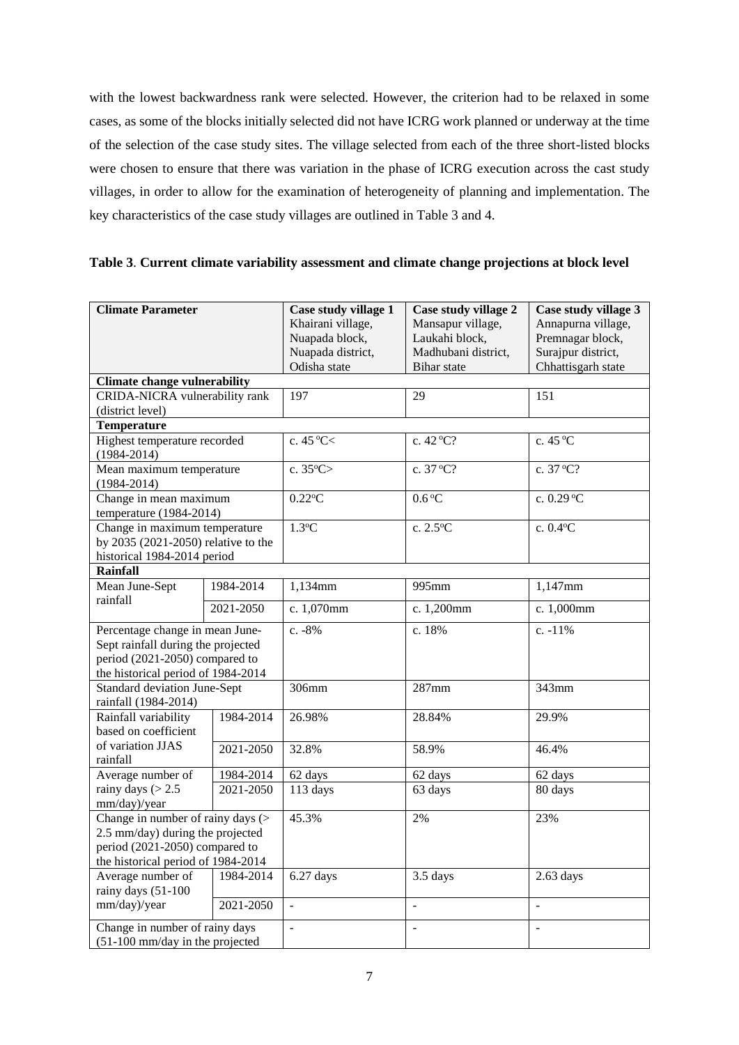with the lowest backwardness rank were selected. However, the criterion had to be relaxed in some cases, as some of the blocks initially selected did not have ICRG work planned or underway at the time of the selection of the case study sites. The village selected from each of the three short-listed blocks were chosen to ensure that there was variation in the phase of ICRG execution across the cast study villages, in order to allow for the examination of heterogeneity of planning and implementation. The key characteristics of the case study villages are outlined in Table 3 and 4.

**Table 3**. **Current climate variability assessment and climate change projections at block level**

| Climate Parameter | | Case study village 1 Khairani village, Nuapada block, Nuapada district, Odisha state | Case study village 2 Mansapur village, Laukahi block, Madhubani district, Bihar state | Case study village 3 Annapurna village, Premnagar block, Surajpur district, Chhattisgarh state |
|---|---|---|---|---|
| **Climate change vulnerability** | | | | |
| CRIDA-NICRA vulnerability rank (district level) | | 197 | 29 | 151 |
| **Temperature** | | | | |
| Highest temperature recorded (1984-2014) | | c. 45 ºC< | c. 42 ºC? | c. 45 ºC |
| Mean maximum temperature (1984-2014) | | c. 35ºC> | c. 37 ºC? | c. 37 ºC? |
| Change in mean maximum temperature (1984-2014) | | 0.22ºC | 0.6 ºC | c. 0.29 ºC |
| Change in maximum temperature by 2035 (2021-2050) relative to the historical 1984-2014 period | | 1.3ºC | c. 2.5ºC | c. 0.4ºC |
| **Rainfall** | | | | |
| Mean June-Sept rainfall | 1984-2014 | 1,134mm | 995mm | 1,147mm |
| | 2021-2050 | c. 1,070mm | c. 1,200mm | c. 1,000mm |
| Percentage change in mean June-Sept rainfall during the projected period (2021-2050) compared to the historical period of 1984-2014 | | c. -8% | c. 18% | c. -11% |
| Standard deviation June-Sept rainfall (1984-2014) | | 306mm | 287mm | 343mm |
| Rainfall variability based on coefficient of variation JJAS rainfall | 1984-2014 | 26.98% | 28.84% | 29.9% |
| | 2021-2050 | 32.8% | 58.9% | 46.4% |
| Average number of rainy days (> 2.5 mm/day)/year | 1984-2014 | 62 days | 62 days | 62 days |
| | 2021-2050 | 113 days | 63 days | 80 days |
| Change in number of rainy days (> 2.5 mm/day) during the projected period (2021-2050) compared to the historical period of 1984-2014 | | 45.3% | 2% | 23% |
| Average number of rainy days (51-100 mm/day)/year | 1984-2014 | 6.27 days | 3.5 days | 2.63 days |
| | 2021-2050 | - | - | - |
| Change in number of rainy days (51-100 mm/day in the projected | | - | - | - |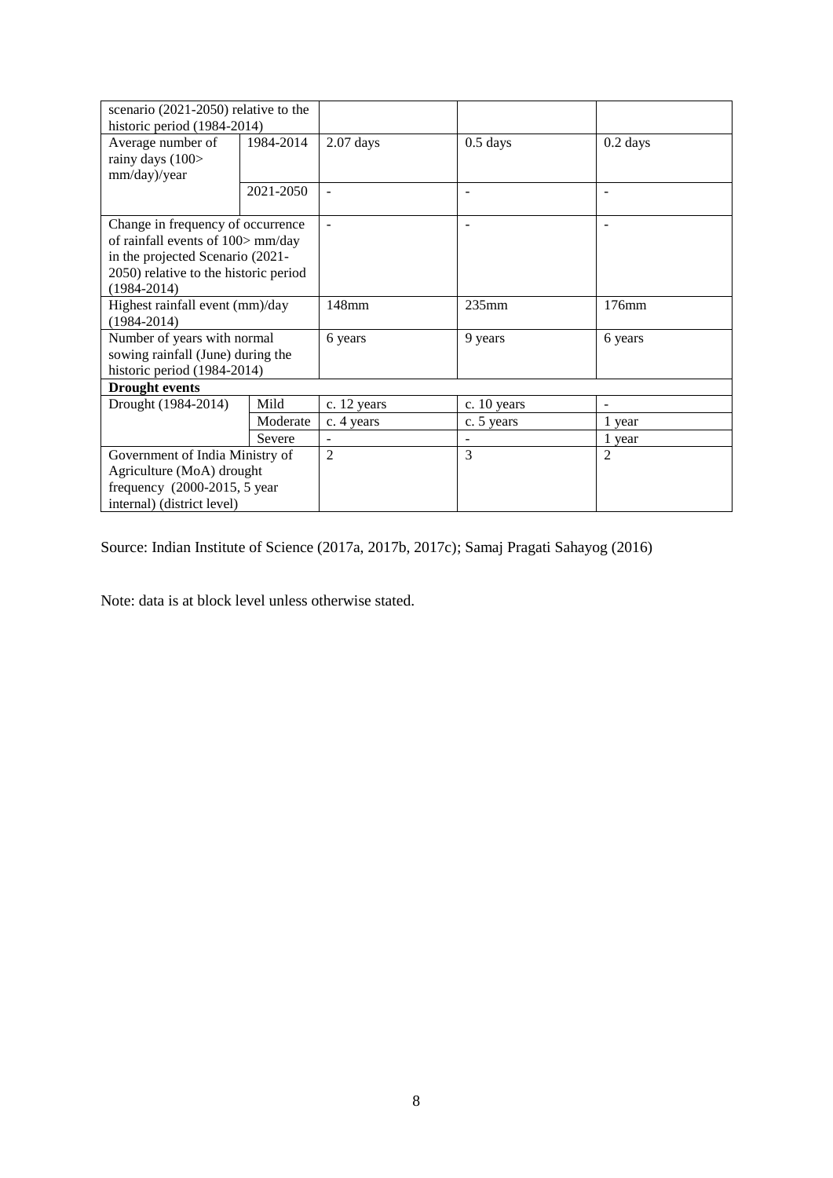| | | | | |
|---|---|---|---|---|
| scenario (2021-2050) relative to the historic period (1984-2014) | | | | |
| Average number of rainy days (100> mm/day)/year | 1984-2014 | 2.07 days | 0.5 days | 0.2 days |
| | 2021-2050 | - | - | - |
| Change in frequency of occurrence of rainfall events of 100> mm/day in the projected Scenario (2021-2050) relative to the historic period (1984-2014) | | - | - | - |
| Highest rainfall event (mm)/day (1984-2014) | | 148mm | 235mm | 176mm |
| Number of years with normal sowing rainfall (June) during the historic period (1984-2014) | | 6 years | 9 years | 6 years |
| **Drought events** | | | | |
| Drought (1984-2014) | Mild | c. 12 years | c. 10 years | - |
| | Moderate | c. 4 years | c. 5 years | 1 year |
| | Severe | - | - | 1 year |
| Government of India Ministry of Agriculture (MoA) drought frequency (2000-2015, 5 year internal) (district level) | | 2 | 3 | 2 |

Source: Indian Institute of Science (2017a, 2017b, 2017c); Samaj Pragati Sahayog (2016)

Note: data is at block level unless otherwise stated.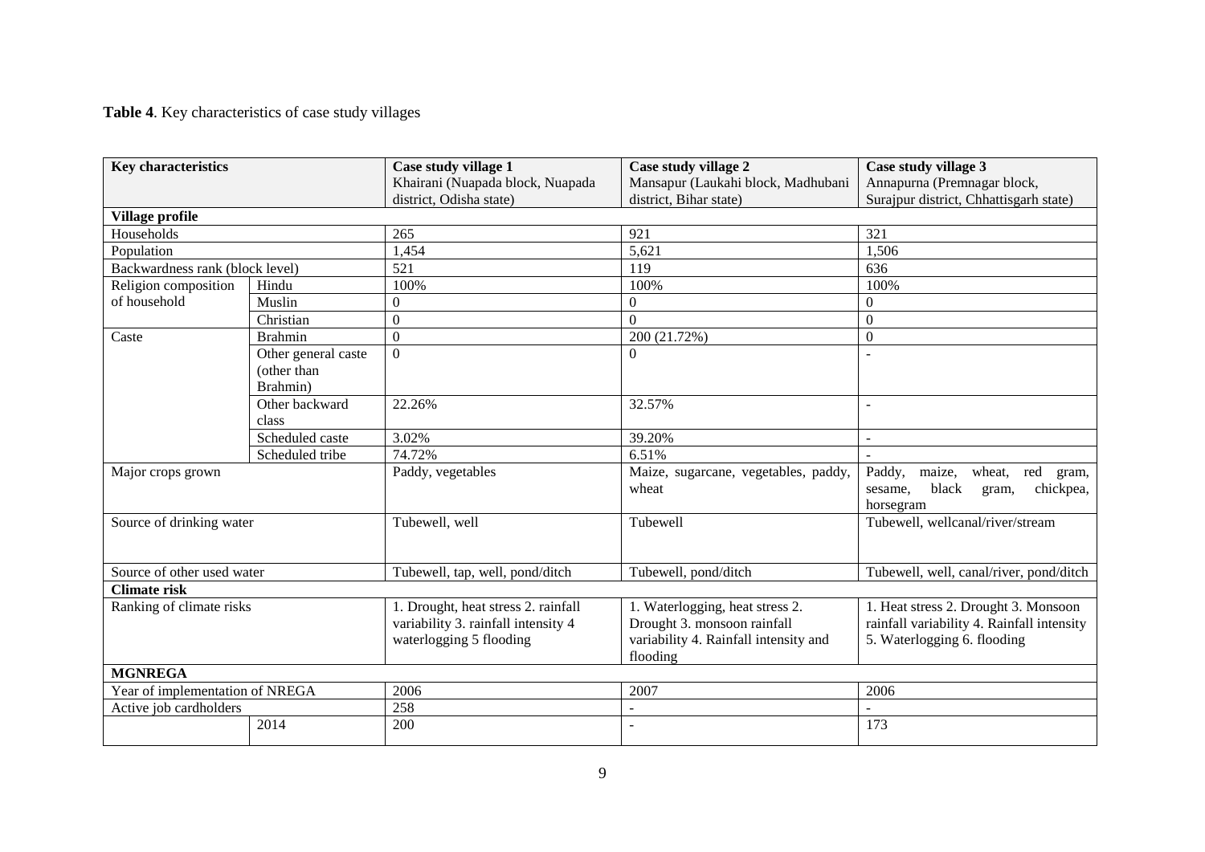**Table 4**. Key characteristics of case study villages

| Key characteristics | | Case study village 1 Khairani (Nuapada block, Nuapada district, Odisha state) | Case study village 2 Mansapur (Laukahi block, Madhubani district, Bihar state) | Case study village 3 Annapurna (Premnagar block, Surajpur district, Chhattisgarh state) |
|---|---|---|---|---|
| **Village profile** | | | | |
| Households | | 265 | 921 | 321 |
| Population | | 1,454 | 5,621 | 1,506 |
| Backwardness rank (block level) | | 521 | 119 | 636 |
| Religion composition of household | Hindu | 100% | 100% | 100% |
| | Muslin | 0 | 0 | 0 |
| | Christian | 0 | 0 | 0 |
| Caste | Brahmin | 0 | 200 (21.72%) | 0 |
| | Other general caste (other than Brahmin) | 0 | 0 | - |
| | Other backward class | 22.26% | 32.57% | - |
| | Scheduled caste | 3.02% | 39.20% | - |
| | Scheduled tribe | 74.72% | 6.51% | - |
| Major crops grown | | Paddy, vegetables | Maize, sugarcane, vegetables, paddy, wheat | Paddy, maize, wheat, red gram, sesame, black gram, chickpea, horsegram |
| Source of drinking water | | Tubewell, well | Tubewell | Tubewell, wellcanal/river/stream |
| Source of other used water | | Tubewell, tap, well, pond/ditch | Tubewell, pond/ditch | Tubewell, well, canal/river, pond/ditch |
| **Climate risk** | | | | |
| Ranking of climate risks | | 1. Drought, heat stress 2. rainfall variability 3. rainfall intensity 4 waterlogging 5 flooding | 1. Waterlogging, heat stress 2. Drought 3. monsoon rainfall variability 4. Rainfall intensity and flooding | 1. Heat stress 2. Drought 3. Monsoon rainfall variability 4. Rainfall intensity 5. Waterlogging 6. flooding |
| **MGNREGA** | | | | |
| Year of implementation of NREGA | | 2006 | 2007 | 2006 |
| Active job cardholders | | 258 | - | - |
| | 2014 | 200 | - | 173 |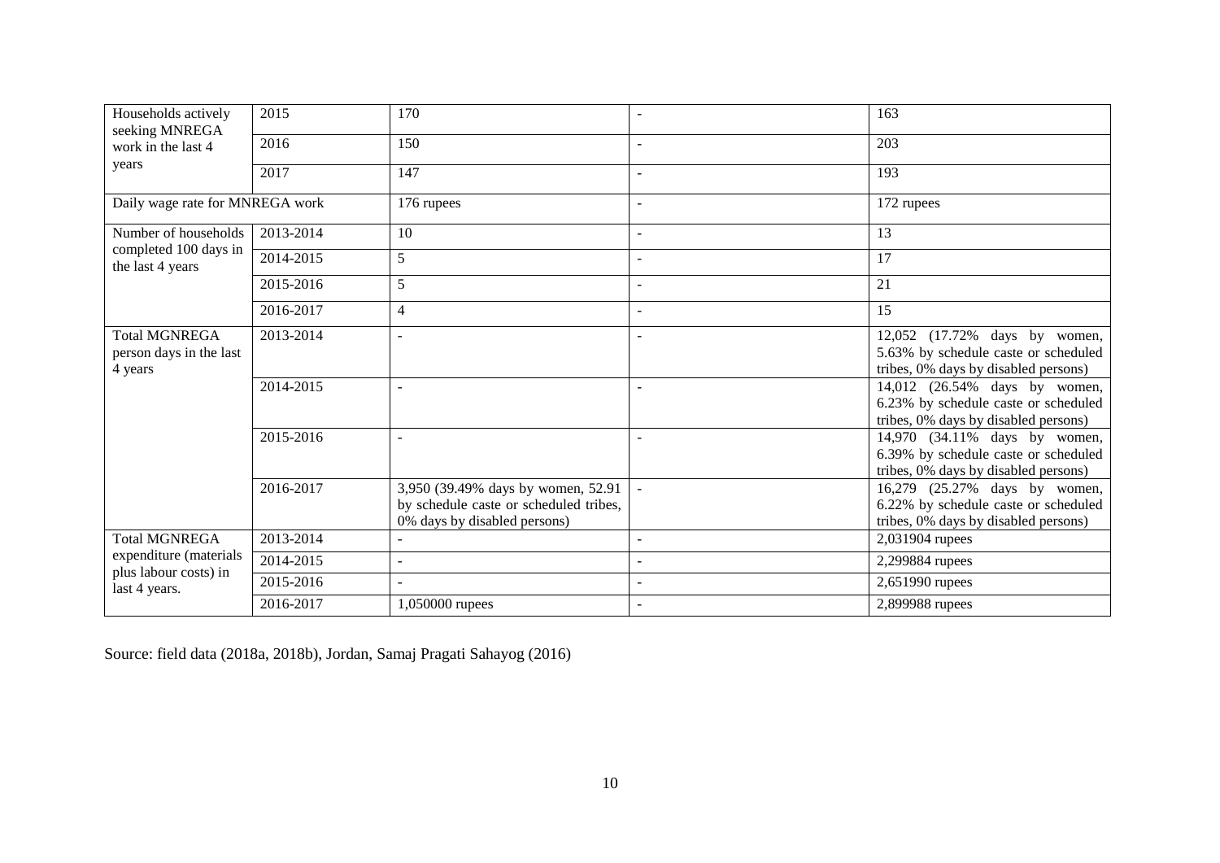| | | | | |
|---|---|---|---|---|
| Households actively seeking MNREGA work in the last 4 years | 2015 | 170 | - | 163 |
| | 2016 | 150 | - | 203 |
| | 2017 | 147 | - | 193 |
| Daily wage rate for MNREGA work | | 176 rupees | - | 172 rupees |
| Number of households completed 100 days in the last 4 years | 2013-2014 | 10 | - | 13 |
| | 2014-2015 | 5 | - | 17 |
| | 2015-2016 | 5 | - | 21 |
| | 2016-2017 | 4 | - | 15 |
| Total MGNREGA person days in the last 4 years | 2013-2014 | - | - | 12,052 (17.72% days by women, 5.63% by schedule caste or scheduled tribes, 0% days by disabled persons) |
| | 2014-2015 | - | - | 14,012 (26.54% days by women, 6.23% by schedule caste or scheduled tribes, 0% days by disabled persons) |
| | 2015-2016 | - | - | 14,970 (34.11% days by women, 6.39% by schedule caste or scheduled tribes, 0% days by disabled persons) |
| | 2016-2017 | 3,950 (39.49% days by women, 52.91 by schedule caste or scheduled tribes, 0% days by disabled persons) | - | 16,279 (25.27% days by women, 6.22% by schedule caste or scheduled tribes, 0% days by disabled persons) |
| Total MGNREGA expenditure (materials plus labour costs) in last 4 years. | 2013-2014 | - | - | 2,031904 rupees |
| | 2014-2015 | - | - | 2,299884 rupees |
| | 2015-2016 | - | - | 2,651990 rupees |
| | 2016-2017 | 1,050000 rupees | - | 2,899988 rupees |

Source: field data (2018a, 2018b), Jordan, Samaj Pragati Sahayog (2016)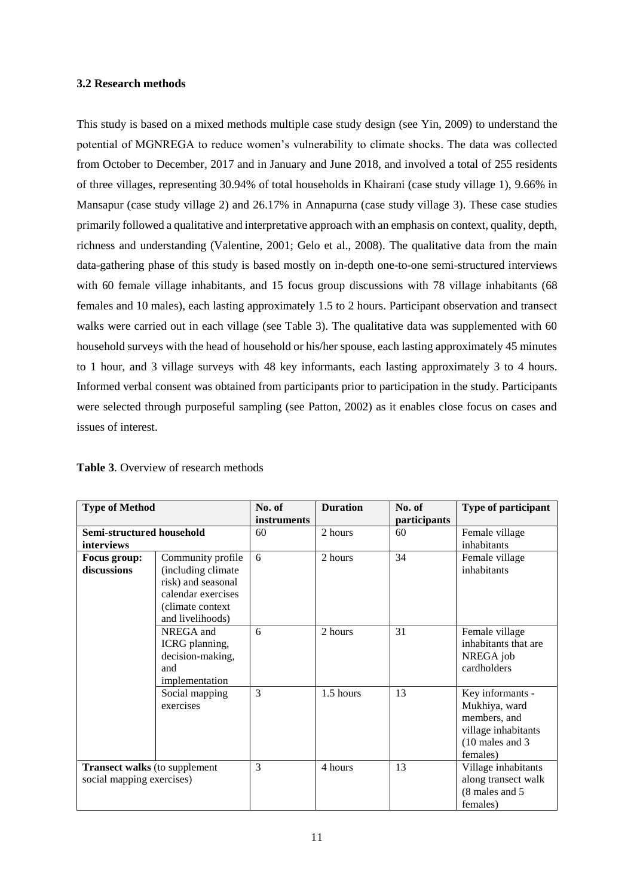### 3.2 Research methods

This study is based on a mixed methods multiple case study design (see Yin, 2009) to understand the potential of MGNREGA to reduce women's vulnerability to climate shocks. The data was collected from October to December, 2017 and in January and June 2018, and involved a total of 255 residents of three villages, representing 30.94% of total households in Khairani (case study village 1), 9.66% in Mansapur (case study village 2) and 26.17% in Annapurna (case study village 3). These case studies primarily followed a qualitative and interpretative approach with an emphasis on context, quality, depth, richness and understanding (Valentine, 2001; Gelo et al., 2008). The qualitative data from the main data-gathering phase of this study is based mostly on in-depth one-to-one semi-structured interviews with 60 female village inhabitants, and 15 focus group discussions with 78 village inhabitants (68 females and 10 males), each lasting approximately 1.5 to 2 hours. Participant observation and transect walks were carried out in each village (see Table 3). The qualitative data was supplemented with 60 household surveys with the head of household or his/her spouse, each lasting approximately 45 minutes to 1 hour, and 3 village surveys with 48 key informants, each lasting approximately 3 to 4 hours. Informed verbal consent was obtained from participants prior to participation in the study. Participants were selected through purposeful sampling (see Patton, 2002) as it enables close focus on cases and issues of interest.

**Table 3**. Overview of research methods

| **Type of Method** | | **No. of instruments** | **Duration** | **No. of participants** | **Type of participant** |
|---|---|---|---|---|---|
| **Semi-structured household interviews** | | 60 | 2 hours | 60 | Female village inhabitants |
| **Focus group: discussions** | Community profile (including climate risk) and seasonal calendar exercises (climate context and livelihoods) | 6 | 2 hours | 34 | Female village inhabitants |
| | NREGA and ICRG planning, decision-making, and implementation | 6 | 2 hours | 31 | Female village inhabitants that are NREGA job cardholders |
| | Social mapping exercises | 3 | 1.5 hours | 13 | Key informants - Mukhiya, ward members, and village inhabitants (10 males and 3 females) |
| **Transect walks** (to supplement social mapping exercises) | | 3 | 4 hours | 13 | Village inhabitants along transect walk (8 males and 5 females) |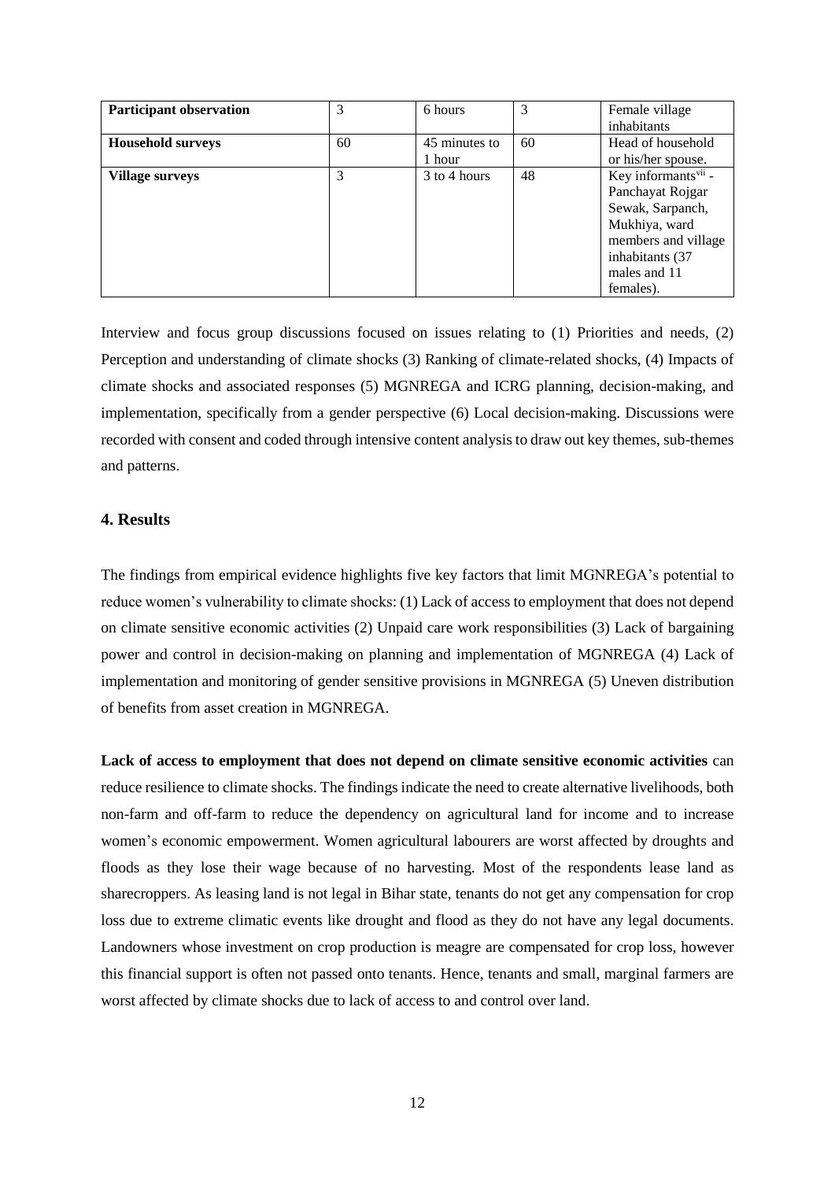| Participant observation | 3 | 6 hours | 3 | Female village inhabitants |
|---|---|---|---|---|
| Household surveys | 60 | 45 minutes to 1 hour | 60 | Head of household or his/her spouse. |
| Village surveys | 3 | 3 to 4 hours | 48 | Key informants[vii] - Panchayat Rojgar Sewak, Sarpanch, Mukhiya, ward members and village inhabitants (37 males and 11 females). |

Interview and focus group discussions focused on issues relating to (1) Priorities and needs, (2) Perception and understanding of climate shocks (3) Ranking of climate-related shocks, (4) Impacts of climate shocks and associated responses (5) MGNREGA and ICRG planning, decision-making, and implementation, specifically from a gender perspective (6) Local decision-making. Discussions were recorded with consent and coded through intensive content analysis to draw out key themes, sub-themes and patterns.

## 4. Results

The findings from empirical evidence highlights five key factors that limit MGNREGA's potential to reduce women's vulnerability to climate shocks: (1) Lack of access to employment that does not depend on climate sensitive economic activities (2) Unpaid care work responsibilities (3) Lack of bargaining power and control in decision-making on planning and implementation of MGNREGA (4) Lack of implementation and monitoring of gender sensitive provisions in MGNREGA (5) Uneven distribution of benefits from asset creation in MGNREGA.

**Lack of access to employment that does not depend on climate sensitive economic activities** can reduce resilience to climate shocks. The findings indicate the need to create alternative livelihoods, both non-farm and off-farm to reduce the dependency on agricultural land for income and to increase women's economic empowerment. Women agricultural labourers are worst affected by droughts and floods as they lose their wage because of no harvesting. Most of the respondents lease land as sharecroppers. As leasing land is not legal in Bihar state, tenants do not get any compensation for crop loss due to extreme climatic events like drought and flood as they do not have any legal documents. Landowners whose investment on crop production is meagre are compensated for crop loss, however this financial support is often not passed onto tenants. Hence, tenants and small, marginal farmers are worst affected by climate shocks due to lack of access to and control over land.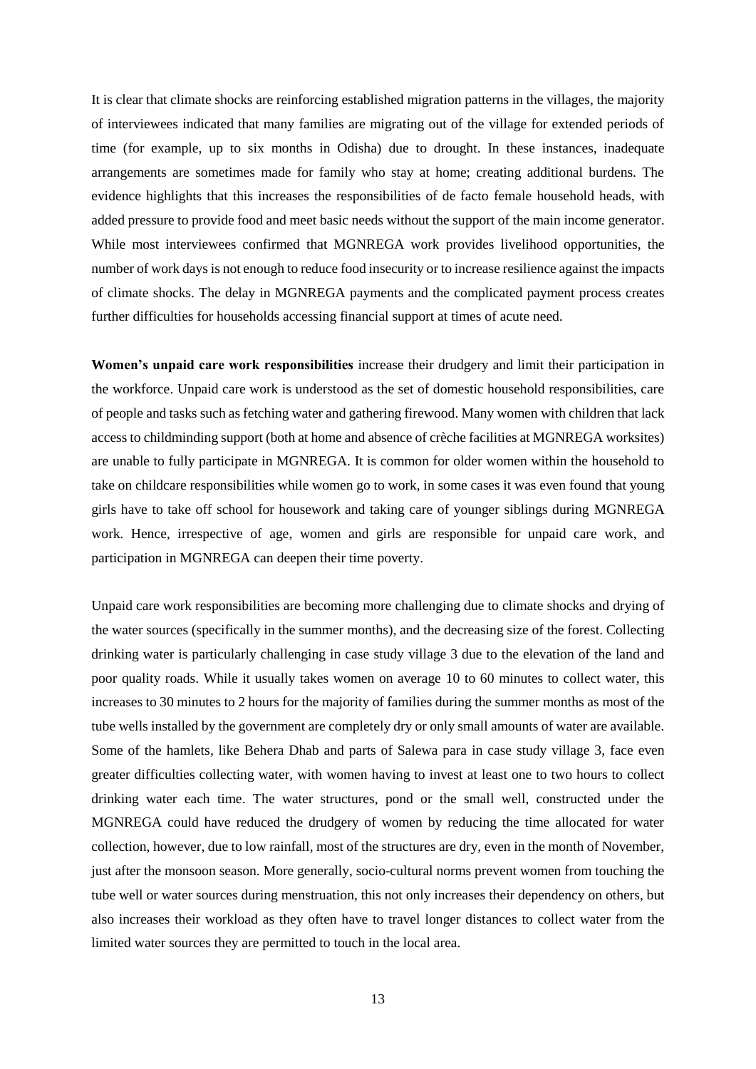It is clear that climate shocks are reinforcing established migration patterns in the villages, the majority of interviewees indicated that many families are migrating out of the village for extended periods of time (for example, up to six months in Odisha) due to drought. In these instances, inadequate arrangements are sometimes made for family who stay at home; creating additional burdens. The evidence highlights that this increases the responsibilities of de facto female household heads, with added pressure to provide food and meet basic needs without the support of the main income generator. While most interviewees confirmed that MGNREGA work provides livelihood opportunities, the number of work days is not enough to reduce food insecurity or to increase resilience against the impacts of climate shocks. The delay in MGNREGA payments and the complicated payment process creates further difficulties for households accessing financial support at times of acute need.

**Women's unpaid care work responsibilities** increase their drudgery and limit their participation in the workforce. Unpaid care work is understood as the set of domestic household responsibilities, care of people and tasks such as fetching water and gathering firewood. Many women with children that lack access to childminding support (both at home and absence of crèche facilities at MGNREGA worksites) are unable to fully participate in MGNREGA. It is common for older women within the household to take on childcare responsibilities while women go to work, in some cases it was even found that young girls have to take off school for housework and taking care of younger siblings during MGNREGA work. Hence, irrespective of age, women and girls are responsible for unpaid care work, and participation in MGNREGA can deepen their time poverty.

Unpaid care work responsibilities are becoming more challenging due to climate shocks and drying of the water sources (specifically in the summer months), and the decreasing size of the forest. Collecting drinking water is particularly challenging in case study village 3 due to the elevation of the land and poor quality roads. While it usually takes women on average 10 to 60 minutes to collect water, this increases to 30 minutes to 2 hours for the majority of families during the summer months as most of the tube wells installed by the government are completely dry or only small amounts of water are available. Some of the hamlets, like Behera Dhab and parts of Salewa para in case study village 3, face even greater difficulties collecting water, with women having to invest at least one to two hours to collect drinking water each time. The water structures, pond or the small well, constructed under the MGNREGA could have reduced the drudgery of women by reducing the time allocated for water collection, however, due to low rainfall, most of the structures are dry, even in the month of November, just after the monsoon season. More generally, socio-cultural norms prevent women from touching the tube well or water sources during menstruation, this not only increases their dependency on others, but also increases their workload as they often have to travel longer distances to collect water from the limited water sources they are permitted to touch in the local area.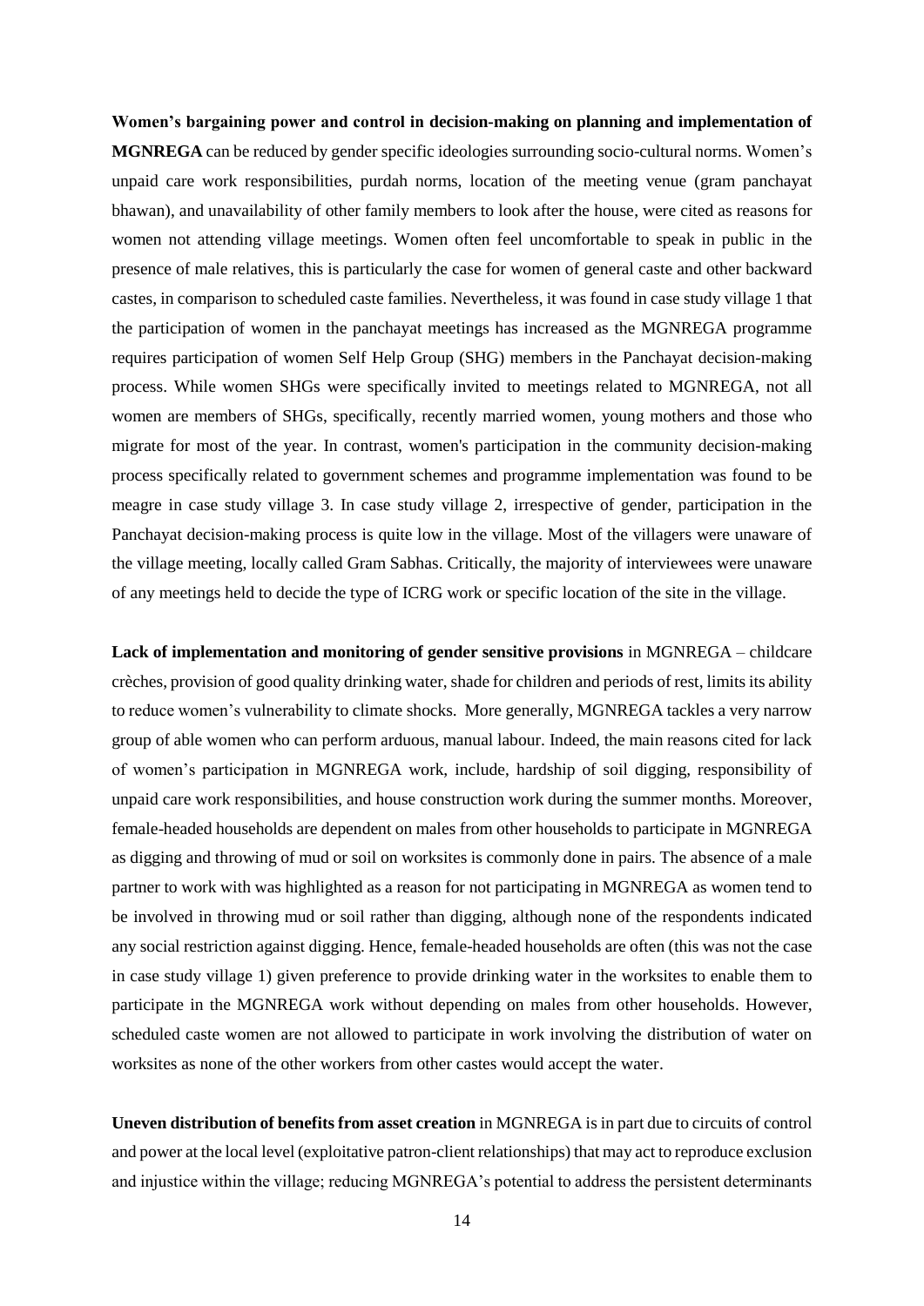**Women's bargaining power and control in decision-making on planning and implementation of MGNREGA** can be reduced by gender specific ideologies surrounding socio-cultural norms. Women's unpaid care work responsibilities, purdah norms, location of the meeting venue (gram panchayat bhawan), and unavailability of other family members to look after the house, were cited as reasons for women not attending village meetings. Women often feel uncomfortable to speak in public in the presence of male relatives, this is particularly the case for women of general caste and other backward castes, in comparison to scheduled caste families. Nevertheless, it was found in case study village 1 that the participation of women in the panchayat meetings has increased as the MGNREGA programme requires participation of women Self Help Group (SHG) members in the Panchayat decision-making process. While women SHGs were specifically invited to meetings related to MGNREGA, not all women are members of SHGs, specifically, recently married women, young mothers and those who migrate for most of the year. In contrast, women's participation in the community decision-making process specifically related to government schemes and programme implementation was found to be meagre in case study village 3. In case study village 2, irrespective of gender, participation in the Panchayat decision-making process is quite low in the village. Most of the villagers were unaware of the village meeting, locally called Gram Sabhas. Critically, the majority of interviewees were unaware of any meetings held to decide the type of ICRG work or specific location of the site in the village.

**Lack of implementation and monitoring of gender sensitive provisions** in MGNREGA – childcare crèches, provision of good quality drinking water, shade for children and periods of rest, limits its ability to reduce women's vulnerability to climate shocks. More generally, MGNREGA tackles a very narrow group of able women who can perform arduous, manual labour. Indeed, the main reasons cited for lack of women's participation in MGNREGA work, include, hardship of soil digging, responsibility of unpaid care work responsibilities, and house construction work during the summer months. Moreover, female-headed households are dependent on males from other households to participate in MGNREGA as digging and throwing of mud or soil on worksites is commonly done in pairs. The absence of a male partner to work with was highlighted as a reason for not participating in MGNREGA as women tend to be involved in throwing mud or soil rather than digging, although none of the respondents indicated any social restriction against digging. Hence, female-headed households are often (this was not the case in case study village 1) given preference to provide drinking water in the worksites to enable them to participate in the MGNREGA work without depending on males from other households. However, scheduled caste women are not allowed to participate in work involving the distribution of water on worksites as none of the other workers from other castes would accept the water.

**Uneven distribution of benefits from asset creation** in MGNREGA is in part due to circuits of control and power at the local level (exploitative patron-client relationships) that may act to reproduce exclusion and injustice within the village; reducing MGNREGA's potential to address the persistent determinants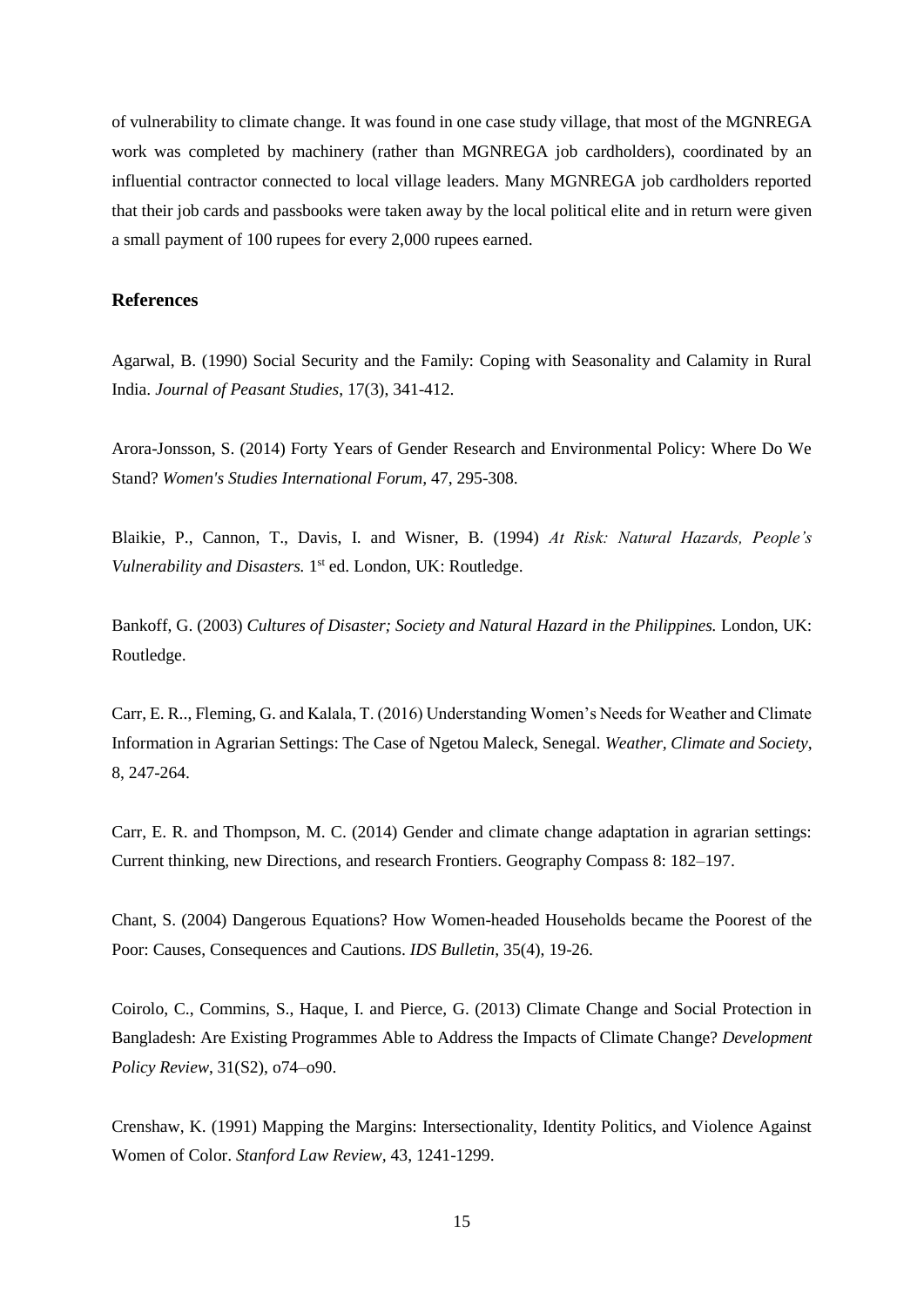of vulnerability to climate change. It was found in one case study village, that most of the MGNREGA work was completed by machinery (rather than MGNREGA job cardholders), coordinated by an influential contractor connected to local village leaders. Many MGNREGA job cardholders reported that their job cards and passbooks were taken away by the local political elite and in return were given a small payment of 100 rupees for every 2,000 rupees earned.

### References

Agarwal, B. (1990) Social Security and the Family: Coping with Seasonality and Calamity in Rural India. *Journal of Peasant Studies*, 17(3), 341-412.

Arora-Jonsson, S. (2014) Forty Years of Gender Research and Environmental Policy: Where Do We Stand? *Women's Studies International Forum*, 47, 295-308.

Blaikie, P., Cannon, T., Davis, I. and Wisner, B. (1994) *At Risk: Natural Hazards, People's Vulnerability and Disasters.* 1st ed. London, UK: Routledge.

Bankoff, G. (2003) *Cultures of Disaster; Society and Natural Hazard in the Philippines.* London, UK: Routledge.

Carr, E. R.., Fleming, G. and Kalala, T. (2016) Understanding Women's Needs for Weather and Climate Information in Agrarian Settings: The Case of Ngetou Maleck, Senegal. *Weather, Climate and Society*, 8, 247-264.

Carr, E. R. and Thompson, M. C. (2014) Gender and climate change adaptation in agrarian settings: Current thinking, new Directions, and research Frontiers. Geography Compass 8: 182–197.

Chant, S. (2004) Dangerous Equations? How Women-headed Households became the Poorest of the Poor: Causes, Consequences and Cautions. *IDS Bulletin*, 35(4), 19-26.

Coirolo, C., Commins, S., Haque, I. and Pierce, G. (2013) Climate Change and Social Protection in Bangladesh: Are Existing Programmes Able to Address the Impacts of Climate Change? *Development Policy Review*, 31(S2), o74–o90.

Crenshaw, K. (1991) Mapping the Margins: Intersectionality, Identity Politics, and Violence Against Women of Color. *Stanford Law Review*, 43, 1241-1299.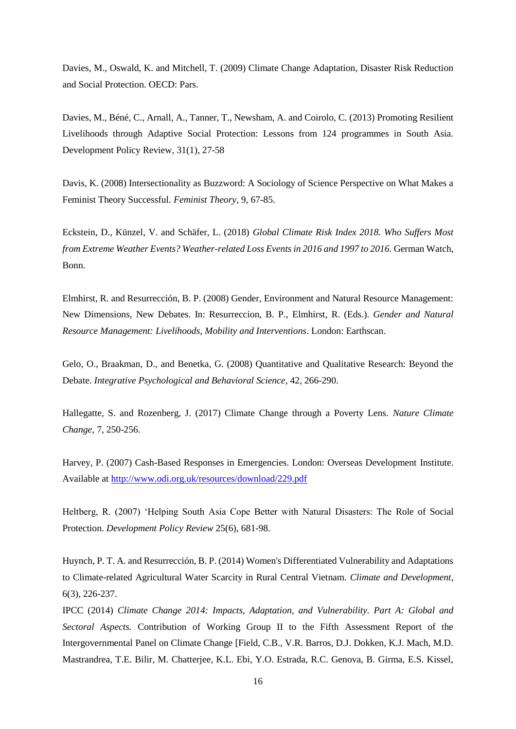Davies, M., Oswald, K. and Mitchell, T. (2009) Climate Change Adaptation, Disaster Risk Reduction and Social Protection. OECD: Pars.

Davies, M., Béné, C., Arnall, A., Tanner, T., Newsham, A. and Coirolo, C. (2013) Promoting Resilient Livelihoods through Adaptive Social Protection: Lessons from 124 programmes in South Asia. Development Policy Review, 31(1), 27-58

Davis, K. (2008) Intersectionality as Buzzword: A Sociology of Science Perspective on What Makes a Feminist Theory Successful. *Feminist Theory*, 9, 67-85.

Eckstein, D., Künzel, V. and Schäfer, L. (2018) *Global Climate Risk Index 2018. Who Suffers Most from Extreme Weather Events? Weather-related Loss Events in 2016 and 1997 to 2016.* German Watch, Bonn.

Elmhirst, R. and Resurrección, B. P. (2008) Gender, Environment and Natural Resource Management: New Dimensions, New Debates. In: Resurreccion, B. P., Elmhirst, R. (Eds.). *Gender and Natural Resource Management: Livelihoods, Mobility and Interventions*. London: Earthscan.

Gelo, O., Braakman, D., and Benetka, G. (2008) Quantitative and Qualitative Research: Beyond the Debate. *Integrative Psychological and Behavioral Science*, 42, 266-290.

Hallegatte, S. and Rozenberg, J. (2017) Climate Change through a Poverty Lens. *Nature Climate Change*, 7, 250-256.

Harvey, P. (2007) Cash-Based Responses in Emergencies. London: Overseas Development Institute. Available at http://www.odi.org.uk/resources/download/229.pdf

Heltberg, R. (2007) 'Helping South Asia Cope Better with Natural Disasters: The Role of Social Protection. *Development Policy Review* 25(6), 681-98.

Huynch, P. T. A. and Resurrección, B. P. (2014) Women's Differentiated Vulnerability and Adaptations to Climate-related Agricultural Water Scarcity in Rural Central Vietnam. *Climate and Development*, 6(3), 226-237.

IPCC (2014) *Climate Change 2014: Impacts, Adaptation, and Vulnerability. Part A: Global and Sectoral Aspects.* Contribution of Working Group II to the Fifth Assessment Report of the Intergovernmental Panel on Climate Change [Field, C.B., V.R. Barros, D.J. Dokken, K.J. Mach, M.D. Mastrandrea, T.E. Bilir, M. Chatterjee, K.L. Ebi, Y.O. Estrada, R.C. Genova, B. Girma, E.S. Kissel,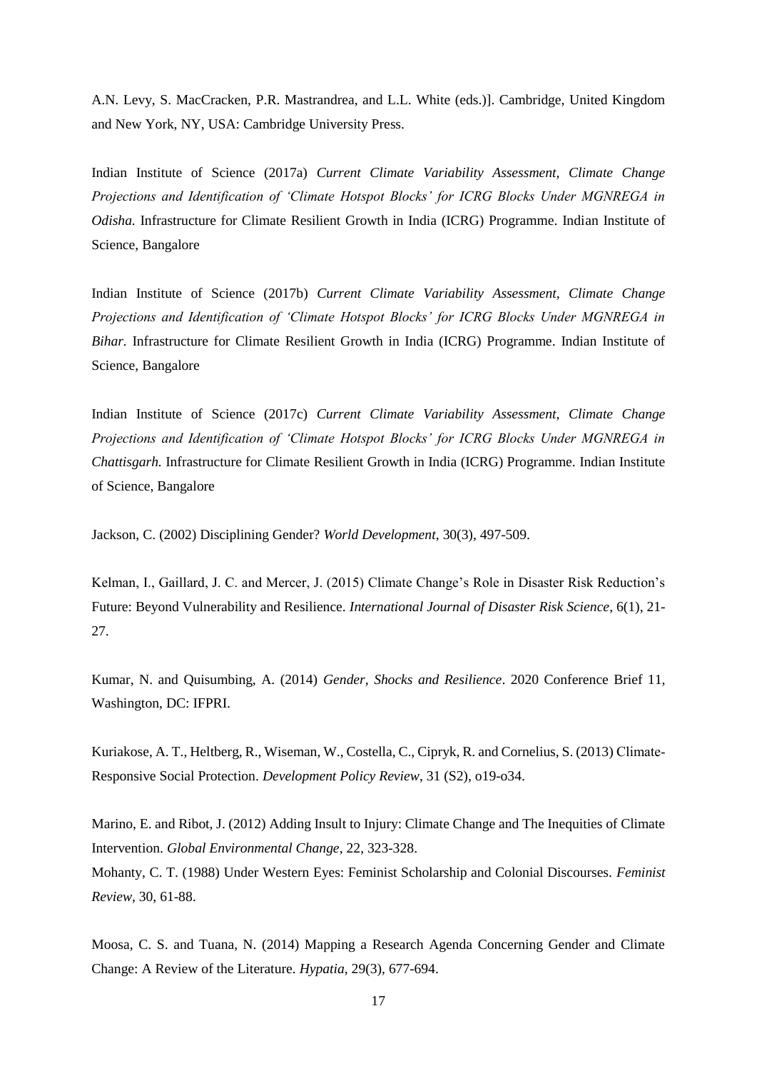A.N. Levy, S. MacCracken, P.R. Mastrandrea, and L.L. White (eds.)]. Cambridge, United Kingdom and New York, NY, USA: Cambridge University Press.

Indian Institute of Science (2017a) *Current Climate Variability Assessment, Climate Change Projections and Identification of 'Climate Hotspot Blocks' for ICRG Blocks Under MGNREGA in Odisha.* Infrastructure for Climate Resilient Growth in India (ICRG) Programme. Indian Institute of Science, Bangalore

Indian Institute of Science (2017b) *Current Climate Variability Assessment, Climate Change Projections and Identification of 'Climate Hotspot Blocks' for ICRG Blocks Under MGNREGA in Bihar.* Infrastructure for Climate Resilient Growth in India (ICRG) Programme. Indian Institute of Science, Bangalore

Indian Institute of Science (2017c) *Current Climate Variability Assessment, Climate Change Projections and Identification of 'Climate Hotspot Blocks' for ICRG Blocks Under MGNREGA in Chattisgarh.* Infrastructure for Climate Resilient Growth in India (ICRG) Programme. Indian Institute of Science, Bangalore

Jackson, C. (2002) Disciplining Gender? *World Development*, 30(3), 497-509.

Kelman, I., Gaillard, J. C. and Mercer, J. (2015) Climate Change's Role in Disaster Risk Reduction's Future: Beyond Vulnerability and Resilience. *International Journal of Disaster Risk Science*, 6(1), 21-27.

Kumar, N. and Quisumbing, A. (2014) *Gender, Shocks and Resilience*. 2020 Conference Brief 11, Washington, DC: IFPRI.

Kuriakose, A. T., Heltberg, R., Wiseman, W., Costella, C., Cipryk, R. and Cornelius, S. (2013) Climate-Responsive Social Protection. *Development Policy Review*, 31 (S2), o19-o34.

Marino, E. and Ribot, J. (2012) Adding Insult to Injury: Climate Change and The Inequities of Climate Intervention. *Global Environmental Change*, 22, 323-328.

Mohanty, C. T. (1988) Under Western Eyes: Feminist Scholarship and Colonial Discourses. *Feminist Review*, 30, 61-88.

Moosa, C. S. and Tuana, N. (2014) Mapping a Research Agenda Concerning Gender and Climate Change: A Review of the Literature. *Hypatia*, 29(3), 677-694.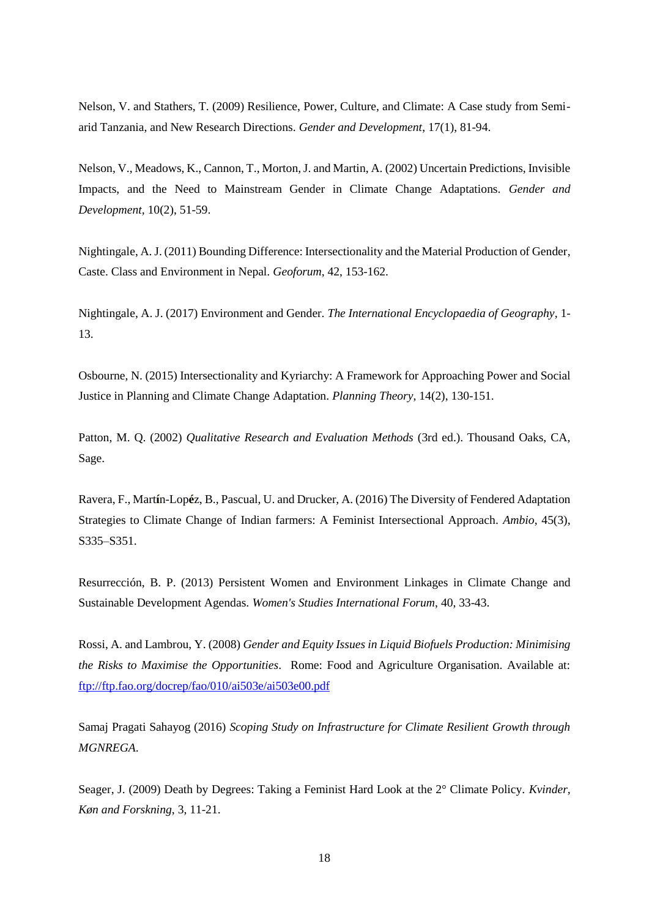Nelson, V. and Stathers, T. (2009) Resilience, Power, Culture, and Climate: A Case study from Semi-arid Tanzania, and New Research Directions. *Gender and Development*, 17(1), 81-94.

Nelson, V., Meadows, K., Cannon, T., Morton, J. and Martin, A. (2002) Uncertain Predictions, Invisible Impacts, and the Need to Mainstream Gender in Climate Change Adaptations. *Gender and Development*, 10(2), 51-59.

Nightingale, A. J. (2011) Bounding Difference: Intersectionality and the Material Production of Gender, Caste. Class and Environment in Nepal. *Geoforum*, 42, 153-162.

Nightingale, A. J. (2017) Environment and Gender. *The International Encyclopaedia of Geography*, 1-13.

Osbourne, N. (2015) Intersectionality and Kyriarchy: A Framework for Approaching Power and Social Justice in Planning and Climate Change Adaptation. *Planning Theory*, 14(2), 130-151.

Patton, M. Q. (2002) *Qualitative Research and Evaluation Methods* (3rd ed.). Thousand Oaks, CA, Sage.

Ravera, F., Martín-Lopéz, B., Pascual, U. and Drucker, A. (2016) The Diversity of Fendered Adaptation Strategies to Climate Change of Indian farmers: A Feminist Intersectional Approach. *Ambio*, 45(3), S335–S351.

Resurrección, B. P. (2013) Persistent Women and Environment Linkages in Climate Change and Sustainable Development Agendas. *Women's Studies International Forum*, 40, 33-43.

Rossi, A. and Lambrou, Y. (2008) *Gender and Equity Issues in Liquid Biofuels Production: Minimising the Risks to Maximise the Opportunities*. Rome: Food and Agriculture Organisation. Available at: ftp://ftp.fao.org/docrep/fao/010/ai503e/ai503e00.pdf

Samaj Pragati Sahayog (2016) *Scoping Study on Infrastructure for Climate Resilient Growth through MGNREGA*.

Seager, J. (2009) Death by Degrees: Taking a Feminist Hard Look at the 2° Climate Policy. *Kvinder, Køn and Forskning*, 3, 11-21.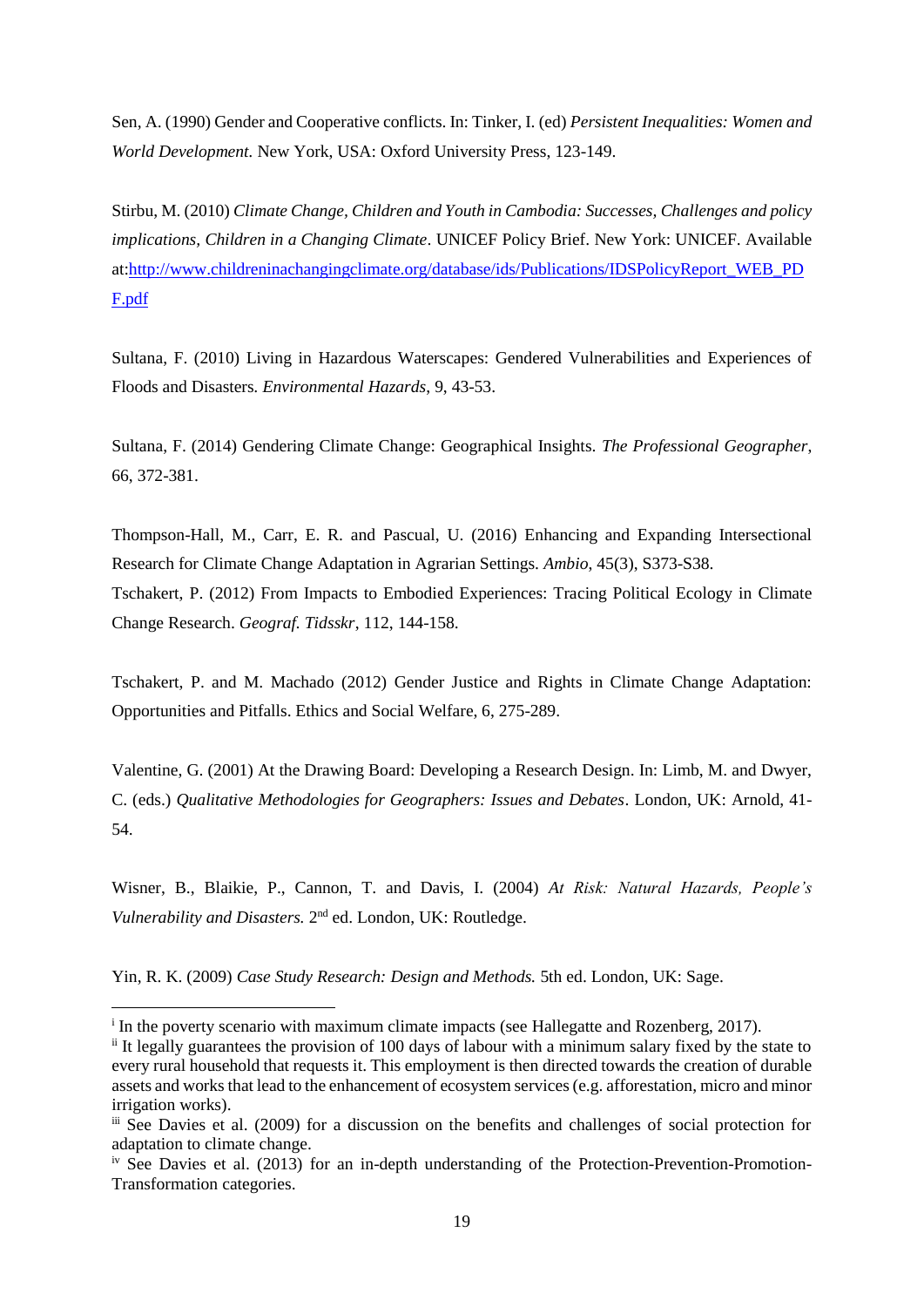Sen, A. (1990) Gender and Cooperative conflicts. In: Tinker, I. (ed) *Persistent Inequalities: Women and World Development.* New York, USA: Oxford University Press, 123-149.

Stirbu, M. (2010) *Climate Change, Children and Youth in Cambodia: Successes, Challenges and policy implications, Children in a Changing Climate*. UNICEF Policy Brief. New York: UNICEF. Available at:[http://www.childreninachangingclimate.org/database/ids/Publications/IDSPolicyReport_WEB_PDF.pdf](http://www.childreninachangingclimate.org/database/ids/Publications/IDSPolicyReport_WEB_PDF.pdf)

Sultana, F. (2010) Living in Hazardous Waterscapes: Gendered Vulnerabilities and Experiences of Floods and Disasters. *Environmental Hazards*, 9, 43-53.

Sultana, F. (2014) Gendering Climate Change: Geographical Insights. *The Professional Geographer*, 66, 372-381.

Thompson-Hall, M., Carr, E. R. and Pascual, U. (2016) Enhancing and Expanding Intersectional Research for Climate Change Adaptation in Agrarian Settings. *Ambio*, 45(3), S373-S38.

Tschakert, P. (2012) From Impacts to Embodied Experiences: Tracing Political Ecology in Climate Change Research. *Geograf. Tidsskr*, 112, 144-158.

Tschakert, P. and M. Machado (2012) Gender Justice and Rights in Climate Change Adaptation: Opportunities and Pitfalls. Ethics and Social Welfare, 6, 275-289.

Valentine, G. (2001) At the Drawing Board: Developing a Research Design. In: Limb, M. and Dwyer, C. (eds.) *Qualitative Methodologies for Geographers: Issues and Debates*. London, UK: Arnold, 41-54.

Wisner, B., Blaikie, P., Cannon, T. and Davis, I. (2004) *At Risk: Natural Hazards, People's Vulnerability and Disasters.* 2nd ed. London, UK: Routledge.

Yin, R. K. (2009) *Case Study Research: Design and Methods.* 5th ed. London, UK: Sage.

---

[i] In the poverty scenario with maximum climate impacts (see Hallegatte and Rozenberg, 2017).

[ii] It legally guarantees the provision of 100 days of labour with a minimum salary fixed by the state to every rural household that requests it. This employment is then directed towards the creation of durable assets and works that lead to the enhancement of ecosystem services (e.g. afforestation, micro and minor irrigation works).

[iii] See Davies et al. (2009) for a discussion on the benefits and challenges of social protection for adaptation to climate change.

[iv] See Davies et al. (2013) for an in-depth understanding of the Protection-Prevention-Promotion-Transformation categories.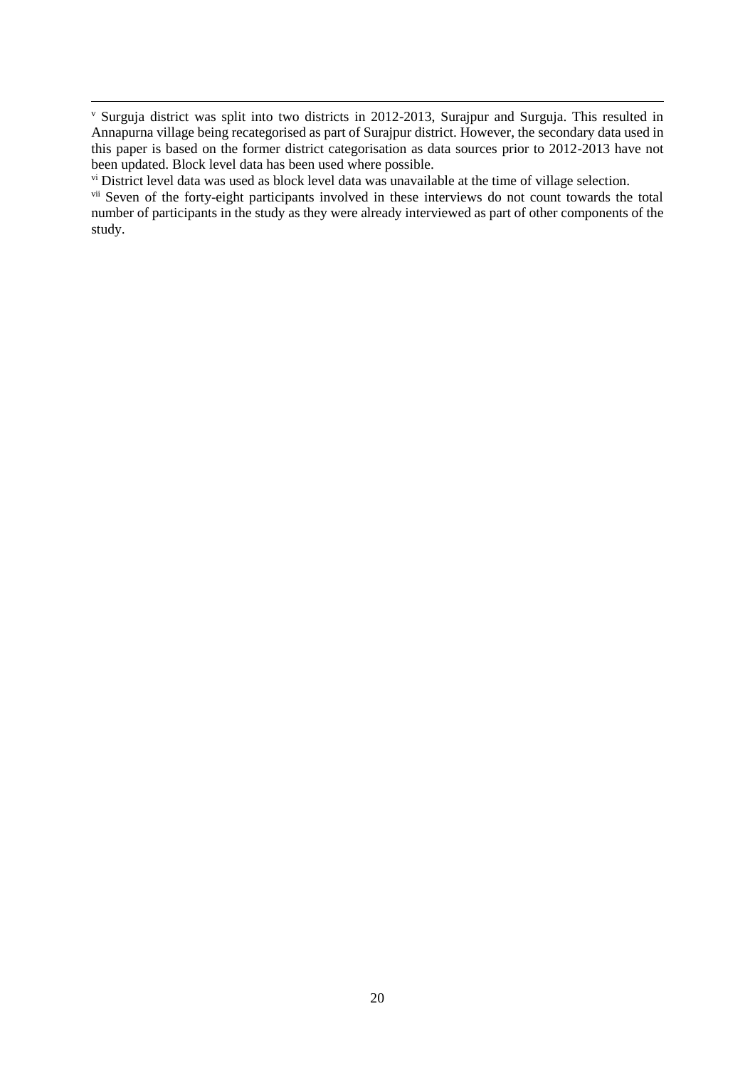[v] Surguja district was split into two districts in 2012-2013, Surajpur and Surguja. This resulted in Annapurna village being recategorised as part of Surajpur district. However, the secondary data used in this paper is based on the former district categorisation as data sources prior to 2012-2013 have not been updated. Block level data has been used where possible.

[vi] District level data was used as block level data was unavailable at the time of village selection.

[vii] Seven of the forty-eight participants involved in these interviews do not count towards the total number of participants in the study as they were already interviewed as part of other components of the study.